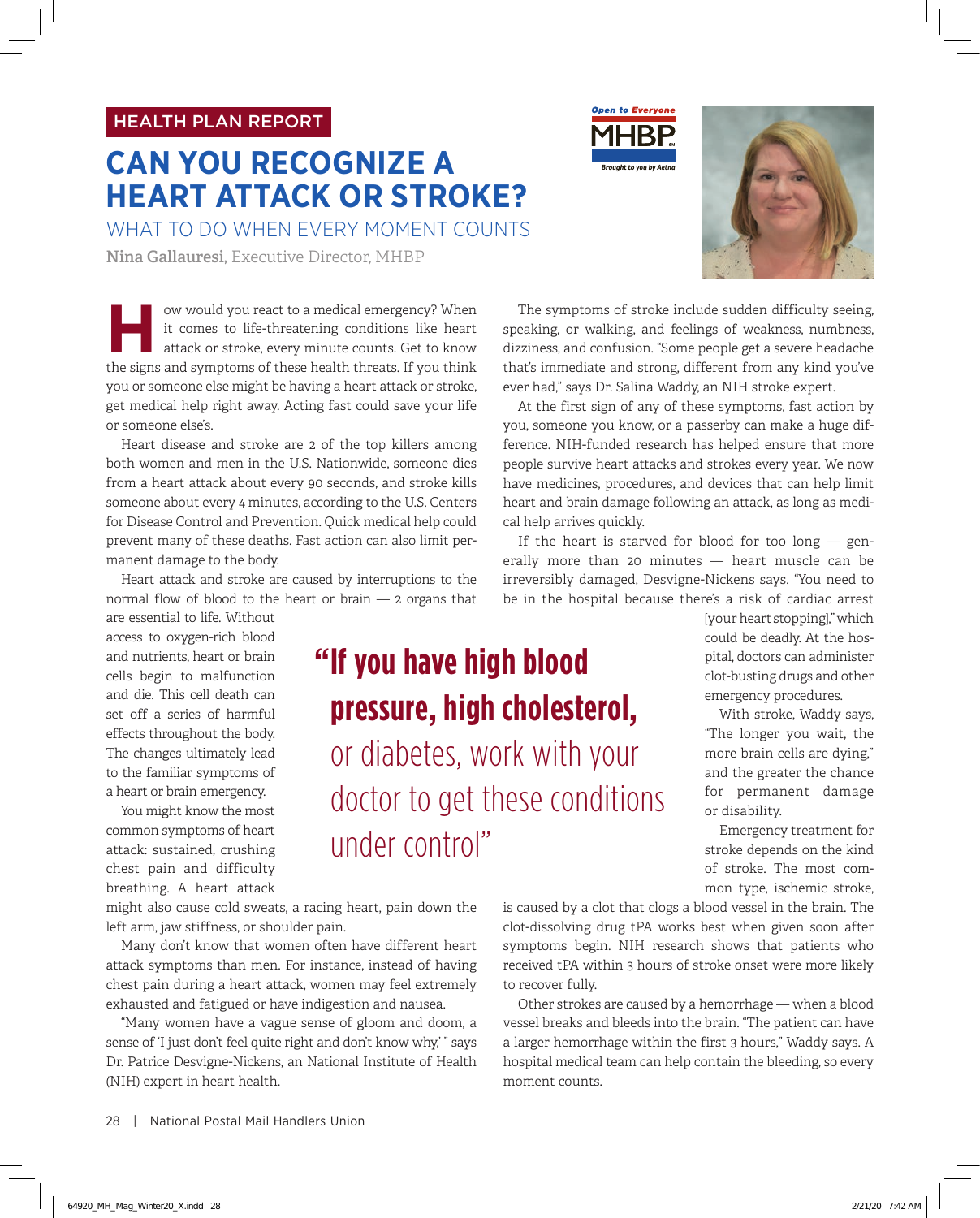HEALTH PLAN REPORT

# CAN YOU RECOGNIZE A HEART ATTACK OR STROKE?

## WHAT TO DO WHEN EVERY MOMENT COUNTS

**Nina Gallauresi,** Executive Director, MHBP

How would you react to a medical emergency? When it comes to life-threatening conditions like heart attack or stroke, every minute counts. Get to know the signs and symptoms of these health threats. If you think you or someone else might be having a heart attack or stroke, get medical help right away. Acting fast could save your life or someone else's.

Heart disease and stroke are 2 of the top killers among both women and men in the U.S. Nationwide, someone dies from a heart attack about every 90 seconds, and stroke kills someone about every 4 minutes, according to the U.S. Centers for Disease Control and Prevention. Quick medical help could prevent many of these deaths. Fast action can also limit permanent damage to the body.

Heart attack and stroke are caused by interruptions to the normal flow of blood to the heart or brain — 2 organs that are essential to life. Without access to oxygen-rich blood and nutrients, heart or brain cells begin to malfunction and die. This cell death can set off a series of harmful effects throughout the body. The changes ultimately lead to the familiar symptoms of a heart or brain emergency.

You might know the most common symptoms of heart attack: sustained, crushing chest pain and difficulty breathing. A heart attack might also cause cold sweats, a racing heart, pain down the left arm, jaw stiffness, or shoulder pain.

Many don't know that women often have different heart attack symptoms than men. For instance, instead of having chest pain during a heart attack, women may feel extremely exhausted and fatigued or have indigestion and nausea.

"Many women have a vague sense of gloom and doom, a sense of 'I just don't feel quite right and don't know why,' " says Dr. Patrice Desvigne-Nickens, an National Institute of Health (NIH) expert in heart health.

> **"If you have high blood pressure, high cholesterol,** or diabetes, work with your doctor to get these conditions under control"

The symptoms of stroke include sudden difficulty seeing, speaking, or walking, and feelings of weakness, numbness, dizziness, and confusion. "Some people get a severe headache that's immediate and strong, different from any kind you've ever had," says Dr. Salina Waddy, an NIH stroke expert.

At the first sign of any of these symptoms, fast action by you, someone you know, or a passerby can make a huge difference. NIH-funded research has helped ensure that more people survive heart attacks and strokes every year. We now have medicines, procedures, and devices that can help limit heart and brain damage following an attack, as long as medical help arrives quickly.

If the heart is starved for blood for too long — generally more than 20 minutes — heart muscle can be irreversibly damaged, Desvigne-Nickens says. "You need to be in the hospital because there's a risk of cardiac arrest [your heart stopping]," which could be deadly. At the hospital, doctors can administer clot-busting drugs and other emergency procedures.

With stroke, Waddy says, "The longer you wait, the more brain cells are dying," and the greater the chance for permanent damage or disability.

Emergency treatment for stroke depends on the kind of stroke. The most common type, ischemic stroke, is caused by a clot that clogs a blood vessel in the brain. The clot-dissolving drug tPA works best when given soon after symptoms begin. NIH research shows that patients who received tPA within 3 hours of stroke onset were more likely to recover fully.

Other strokes are caused by a hemorrhage — when a blood vessel breaks and bleeds into the brain. "The patient can have a larger hemorrhage within the first 3 hours," Waddy says. A hospital medical team can help contain the bleeding, so every moment counts.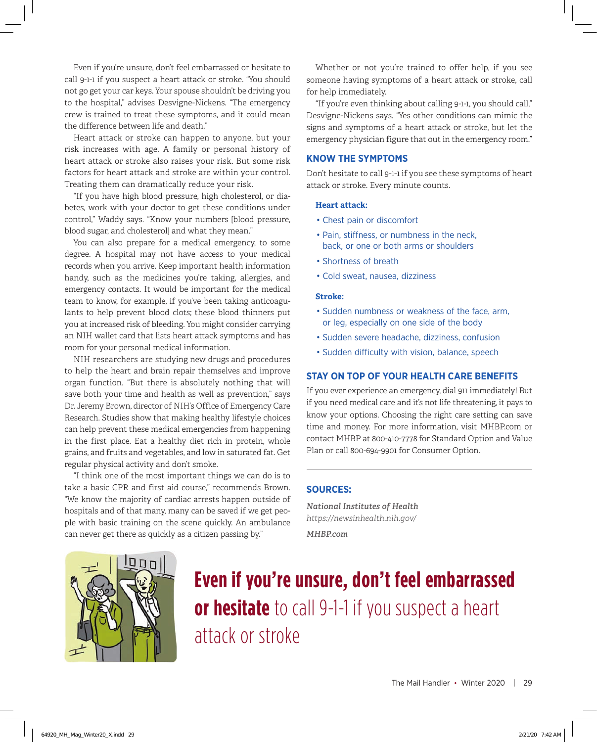Even if you're unsure, don't feel embarrassed or hesitate to call 9-1-1 if you suspect a heart attack or stroke. "You should not go get your car keys. Your spouse shouldn't be driving you to the hospital," advises Desvigne-Nickens. "The emergency crew is trained to treat these symptoms, and it could mean the difference between life and death."

Heart attack or stroke can happen to anyone, but your risk increases with age. A family or personal history of heart attack or stroke also raises your risk. But some risk factors for heart attack and stroke are within your control. Treating them can dramatically reduce your risk.

"If you have high blood pressure, high cholesterol, or diabetes, work with your doctor to get these conditions under control," Waddy says. "Know your numbers [blood pressure, blood sugar, and cholesterol] and what they mean."

You can also prepare for a medical emergency, to some degree. A hospital may not have access to your medical records when you arrive. Keep important health information handy, such as the medicines you're taking, allergies, and emergency contacts. It would be important for the medical team to know, for example, if you've been taking anticoagulants to help prevent blood clots; these blood thinners put you at increased risk of bleeding. You might consider carrying an NIH wallet card that lists heart attack symptoms and has room for your personal medical information.

NIH researchers are studying new drugs and procedures to help the heart and brain repair themselves and improve organ function. "But there is absolutely nothing that will save both your time and health as well as prevention," says Dr. Jeremy Brown, director of NIH's Office of Emergency Care Research. Studies show that making healthy lifestyle choices can help prevent these medical emergencies from happening in the first place. Eat a healthy diet rich in protein, whole grains, and fruits and vegetables, and low in saturated fat. Get regular physical activity and don't smoke.

"I think one of the most important things we can do is to take a basic CPR and first aid course," recommends Brown. "We know the majority of cardiac arrests happen outside of hospitals and of that many, many can be saved if we get people with basic training on the scene quickly. An ambulance can never get there as quickly as a citizen passing by."

Whether or not you're trained to offer help, if you see someone having symptoms of a heart attack or stroke, call for help immediately.

"If you're even thinking about calling 9-1-1, you should call," Desvigne-Nickens says. "Yes other conditions can mimic the signs and symptoms of a heart attack or stroke, but let the emergency physician figure that out in the emergency room."

## KNOW THE SYMPTOMS

Don't hesitate to call 9-1-1 if you see these symptoms of heart attack or stroke. Every minute counts.

**Heart attack:**

- Chest pain or discomfort
- Pain, stiffness, or numbness in the neck, back, or one or both arms or shoulders
- Shortness of breath
- Cold sweat, nausea, dizziness

**Stroke:**

- Sudden numbness or weakness of the face, arm, or leg, especially on one side of the body
- Sudden severe headache, dizziness, confusion
- Sudden difficulty with vision, balance, speech

## STAY ON TOP OF YOUR HEALTH CARE BENEFITS

If you ever experience an emergency, dial 911 immediately! But if you need medical care and it's not life threatening, it pays to know your options. Choosing the right care setting can save time and money. For more information, visit MHBP.com or contact MHBP at 800-410-7778 for Standard Option and Value Plan or call 800-694-9901 for Consumer Option.

## SOURCES:

*National Institutes of Health*
*https://newsinhealth.nih.gov/*

*MHBP.com*

**Even if you're unsure, don't feel embarrassed or hesitate** to call 9-1-1 if you suspect a heart attack or stroke